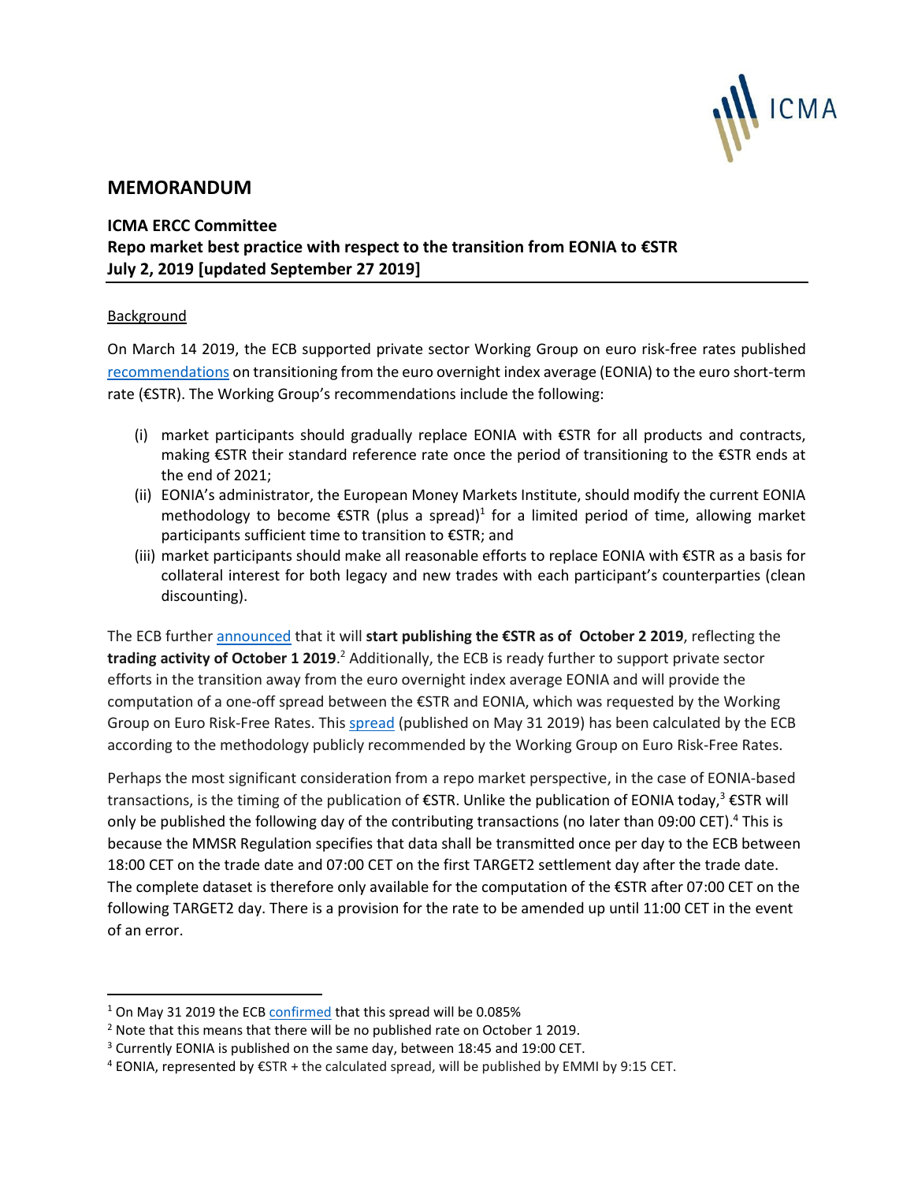## MEMORANDUM

**ICMA ERCC Committee**
**Repo market best practice with respect to the transition from EONIA to €STR**
**July 2, 2019 [updated September 27 2019]**

Background

On March 14 2019, the ECB supported private sector Working Group on euro risk-free rates published recommendations on transitioning from the euro overnight index average (EONIA) to the euro short-term rate (€STR). The Working Group's recommendations include the following:

(i) market participants should gradually replace EONIA with €STR for all products and contracts, making €STR their standard reference rate once the period of transitioning to the €STR ends at the end of 2021;
(ii) EONIA's administrator, the European Money Markets Institute, should modify the current EONIA methodology to become €STR (plus a spread)[1] for a limited period of time, allowing market participants sufficient time to transition to €STR; and
(iii) market participants should make all reasonable efforts to replace EONIA with €STR as a basis for collateral interest for both legacy and new trades with each participant's counterparties (clean discounting).

The ECB further announced that it will **start publishing the €STR as of October 2 2019**, reflecting the **trading activity of October 1 2019**.[2] Additionally, the ECB is ready further to support private sector efforts in the transition away from the euro overnight index average EONIA and will provide the computation of a one-off spread between the €STR and EONIA, which was requested by the Working Group on Euro Risk-Free Rates. This spread (published on May 31 2019) has been calculated by the ECB according to the methodology publicly recommended by the Working Group on Euro Risk-Free Rates.

Perhaps the most significant consideration from a repo market perspective, in the case of EONIA-based transactions, is the timing of the publication of €STR. Unlike the publication of EONIA today,[3] €STR will only be published the following day of the contributing transactions (no later than 09:00 CET).[4] This is because the MMSR Regulation specifies that data shall be transmitted once per day to the ECB between 18:00 CET on the trade date and 07:00 CET on the first TARGET2 settlement day after the trade date. The complete dataset is therefore only available for the computation of the €STR after 07:00 CET on the following TARGET2 day. There is a provision for the rate to be amended up until 11:00 CET in the event of an error.

---

[1] On May 31 2019 the ECB confirmed that this spread will be 0.085%

[2] Note that this means that there will be no published rate on October 1 2019.

[3] Currently EONIA is published on the same day, between 18:45 and 19:00 CET.

[4] EONIA, represented by €STR + the calculated spread, will be published by EMMI by 9:15 CET.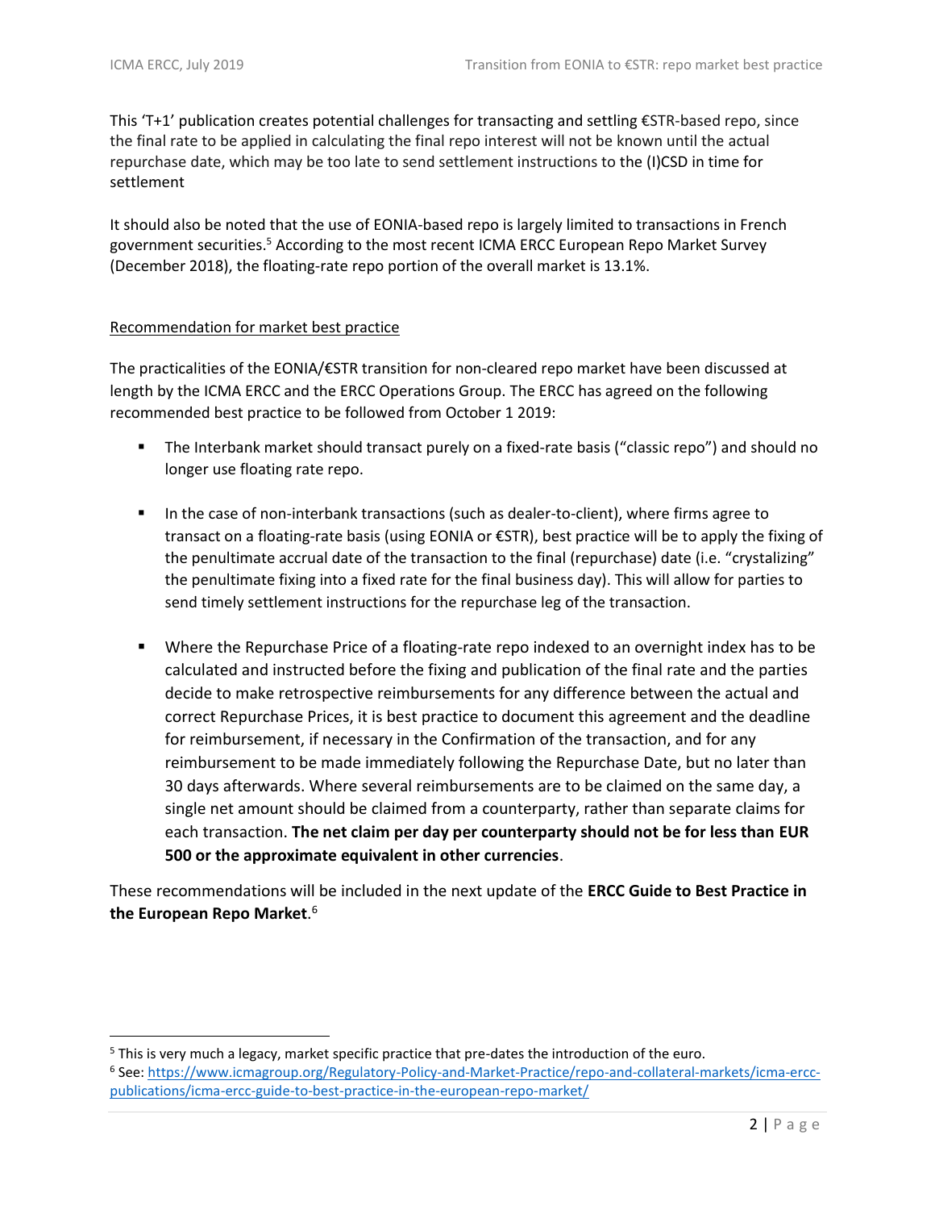This 'T+1' publication creates potential challenges for transacting and settling €STR-based repo, since the final rate to be applied in calculating the final repo interest will not be known until the actual repurchase date, which may be too late to send settlement instructions to the (I)CSD in time for settlement

It should also be noted that the use of EONIA-based repo is largely limited to transactions in French government securities.[5] According to the most recent ICMA ERCC European Repo Market Survey (December 2018), the floating-rate repo portion of the overall market is 13.1%.

<u>Recommendation for market best practice</u>

The practicalities of the EONIA/€STR transition for non-cleared repo market have been discussed at length by the ICMA ERCC and the ERCC Operations Group. The ERCC has agreed on the following recommended best practice to be followed from October 1 2019:

- The Interbank market should transact purely on a fixed-rate basis ("classic repo") and should no longer use floating rate repo.
- In the case of non-interbank transactions (such as dealer-to-client), where firms agree to transact on a floating-rate basis (using EONIA or €STR), best practice will be to apply the fixing of the penultimate accrual date of the transaction to the final (repurchase) date (i.e. "crystalizing" the penultimate fixing into a fixed rate for the final business day). This will allow for parties to send timely settlement instructions for the repurchase leg of the transaction.
- Where the Repurchase Price of a floating-rate repo indexed to an overnight index has to be calculated and instructed before the fixing and publication of the final rate and the parties decide to make retrospective reimbursements for any difference between the actual and correct Repurchase Prices, it is best practice to document this agreement and the deadline for reimbursement, if necessary in the Confirmation of the transaction, and for any reimbursement to be made immediately following the Repurchase Date, but no later than 30 days afterwards. Where several reimbursements are to be claimed on the same day, a single net amount should be claimed from a counterparty, rather than separate claims for each transaction. **The net claim per day per counterparty should not be for less than EUR 500 or the approximate equivalent in other currencies**.

These recommendations will be included in the next update of the **ERCC Guide to Best Practice in the European Repo Market**.[6]

---

[5] This is very much a legacy, market specific practice that pre-dates the introduction of the euro.

[6] See: https://www.icmagroup.org/Regulatory-Policy-and-Market-Practice/repo-and-collateral-markets/icma-ercc-publications/icma-ercc-guide-to-best-practice-in-the-european-repo-market/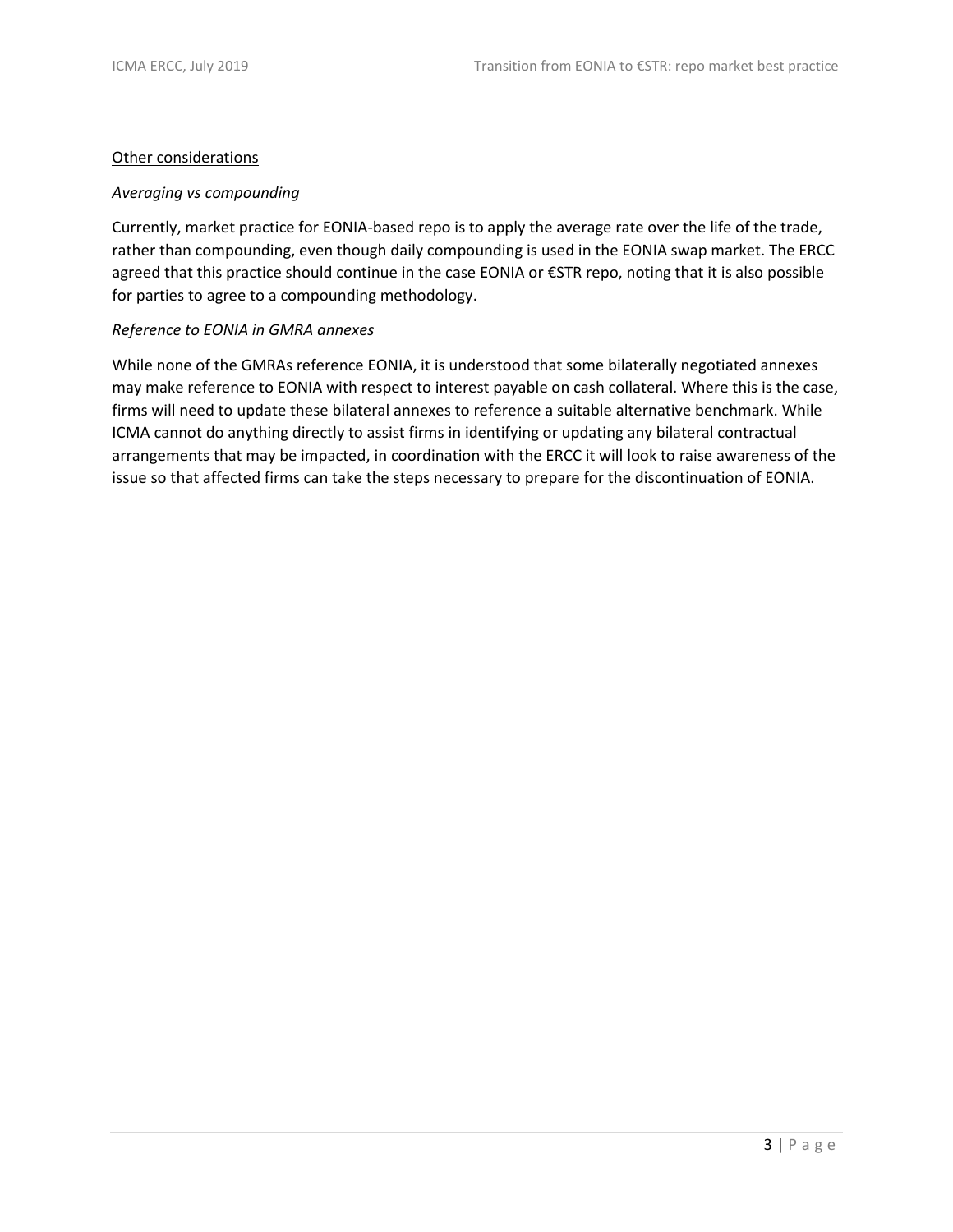<u>Other considerations</u>

*Averaging vs compounding*

Currently, market practice for EONIA-based repo is to apply the average rate over the life of the trade, rather than compounding, even though daily compounding is used in the EONIA swap market. The ERCC agreed that this practice should continue in the case EONIA or €STR repo, noting that it is also possible for parties to agree to a compounding methodology.

*Reference to EONIA in GMRA annexes*

While none of the GMRAs reference EONIA, it is understood that some bilaterally negotiated annexes may make reference to EONIA with respect to interest payable on cash collateral. Where this is the case, firms will need to update these bilateral annexes to reference a suitable alternative benchmark. While ICMA cannot do anything directly to assist firms in identifying or updating any bilateral contractual arrangements that may be impacted, in coordination with the ERCC it will look to raise awareness of the issue so that affected firms can take the steps necessary to prepare for the discontinuation of EONIA.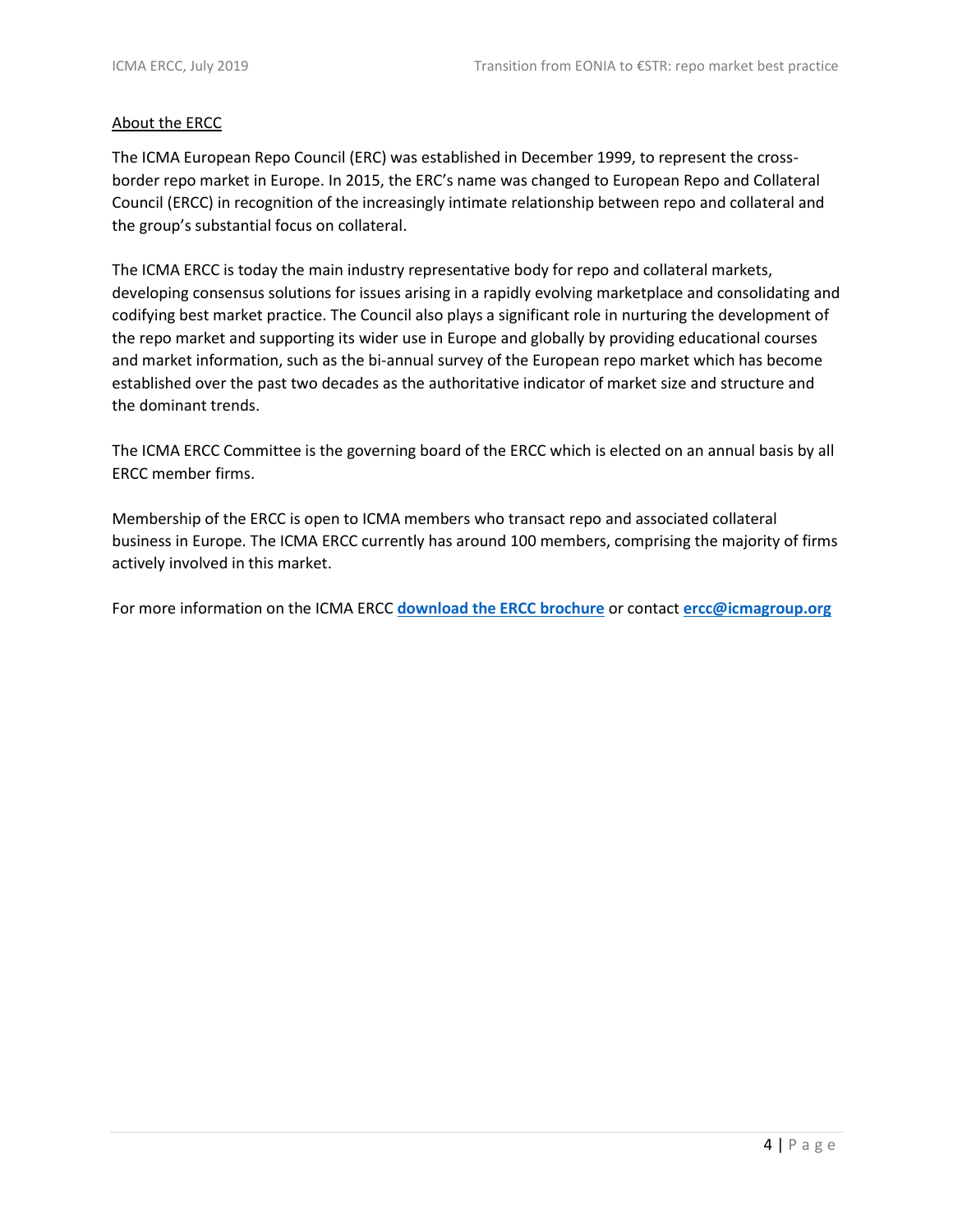## About the ERCC

The ICMA European Repo Council (ERC) was established in December 1999, to represent the cross-border repo market in Europe. In 2015, the ERC's name was changed to European Repo and Collateral Council (ERCC) in recognition of the increasingly intimate relationship between repo and collateral and the group's substantial focus on collateral.

The ICMA ERCC is today the main industry representative body for repo and collateral markets, developing consensus solutions for issues arising in a rapidly evolving marketplace and consolidating and codifying best market practice. The Council also plays a significant role in nurturing the development of the repo market and supporting its wider use in Europe and globally by providing educational courses and market information, such as the bi-annual survey of the European repo market which has become established over the past two decades as the authoritative indicator of market size and structure and the dominant trends.

The ICMA ERCC Committee is the governing board of the ERCC which is elected on an annual basis by all ERCC member firms.

Membership of the ERCC is open to ICMA members who transact repo and associated collateral business in Europe. The ICMA ERCC currently has around 100 members, comprising the majority of firms actively involved in this market.

For more information on the ICMA ERCC **download the ERCC brochure** or contact **ercc@icmagroup.org**